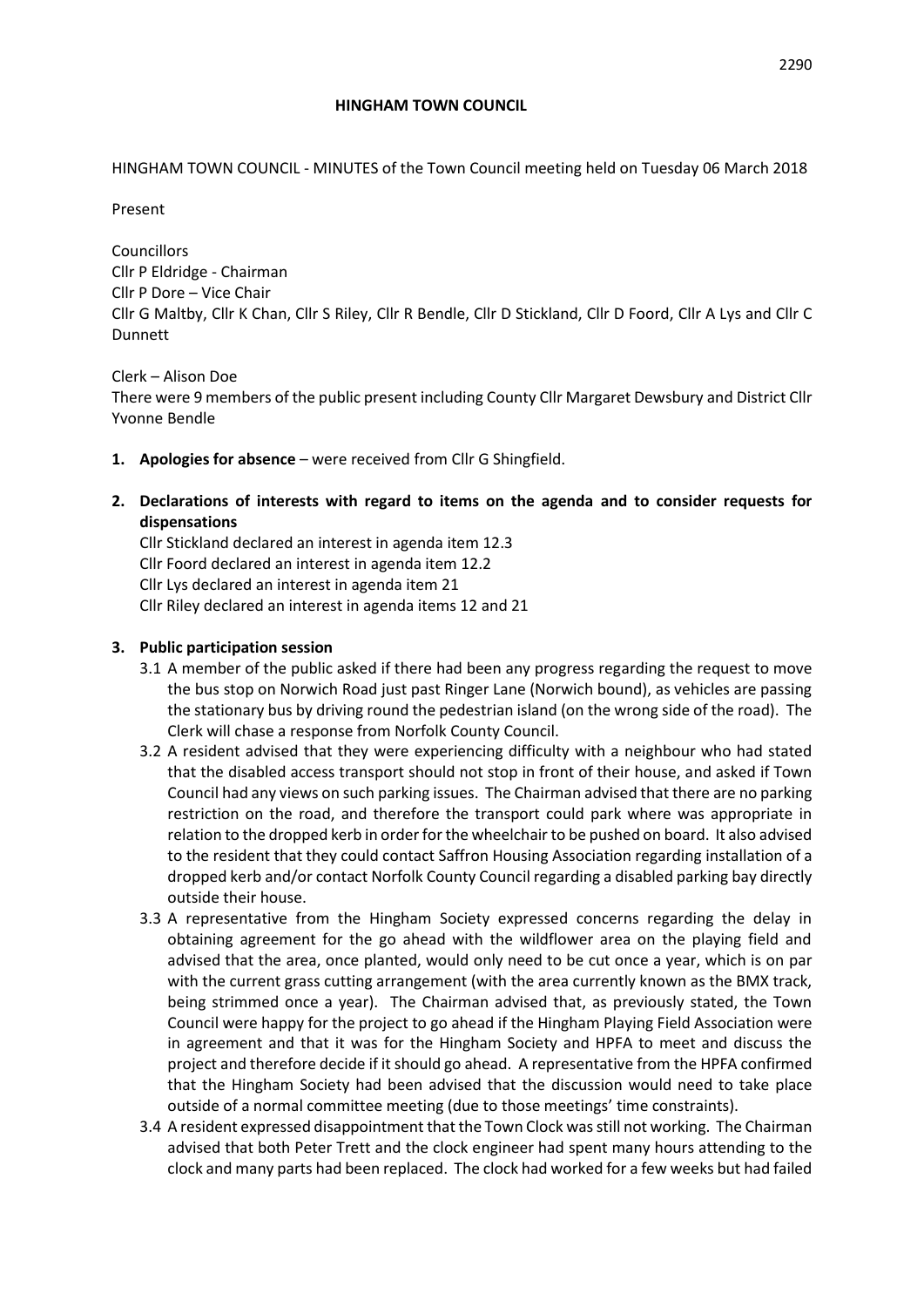# HINGHAM TOWN COUNCIL

HINGHAM TOWN COUNCIL - MINUTES of the Town Council meeting held on Tuesday 06 March 2018

Present

Councillors
Cllr P Eldridge - Chairman
Cllr P Dore – Vice Chair
Cllr G Maltby, Cllr K Chan, Cllr S Riley, Cllr R Bendle, Cllr D Stickland, Cllr D Foord, Cllr A Lys and Cllr C Dunnett

Clerk – Alison Doe
There were 9 members of the public present including County Cllr Margaret Dewsbury and District Cllr Yvonne Bendle

1. **Apologies for absence** – were received from Cllr G Shingfield.

2. **Declarations of interests with regard to items on the agenda and to consider requests for dispensations**

   Cllr Stickland declared an interest in agenda item 12.3
   Cllr Foord declared an interest in agenda item 12.2
   Cllr Lys declared an interest in agenda item 21
   Cllr Riley declared an interest in agenda items 12 and 21

3. **Public participation session**

   3.1 A member of the public asked if there had been any progress regarding the request to move the bus stop on Norwich Road just past Ringer Lane (Norwich bound), as vehicles are passing the stationary bus by driving round the pedestrian island (on the wrong side of the road). The Clerk will chase a response from Norfolk County Council.

   3.2 A resident advised that they were experiencing difficulty with a neighbour who had stated that the disabled access transport should not stop in front of their house, and asked if Town Council had any views on such parking issues. The Chairman advised that there are no parking restriction on the road, and therefore the transport could park where was appropriate in relation to the dropped kerb in order for the wheelchair to be pushed on board. It also advised to the resident that they could contact Saffron Housing Association regarding installation of a dropped kerb and/or contact Norfolk County Council regarding a disabled parking bay directly outside their house.

   3.3 A representative from the Hingham Society expressed concerns regarding the delay in obtaining agreement for the go ahead with the wildflower area on the playing field and advised that the area, once planted, would only need to be cut once a year, which is on par with the current grass cutting arrangement (with the area currently known as the BMX track, being strimmed once a year). The Chairman advised that, as previously stated, the Town Council were happy for the project to go ahead if the Hingham Playing Field Association were in agreement and that it was for the Hingham Society and HPFA to meet and discuss the project and therefore decide if it should go ahead. A representative from the HPFA confirmed that the Hingham Society had been advised that the discussion would need to take place outside of a normal committee meeting (due to those meetings' time constraints).

   3.4 A resident expressed disappointment that the Town Clock was still not working. The Chairman advised that both Peter Trett and the clock engineer had spent many hours attending to the clock and many parts had been replaced. The clock had worked for a few weeks but had failed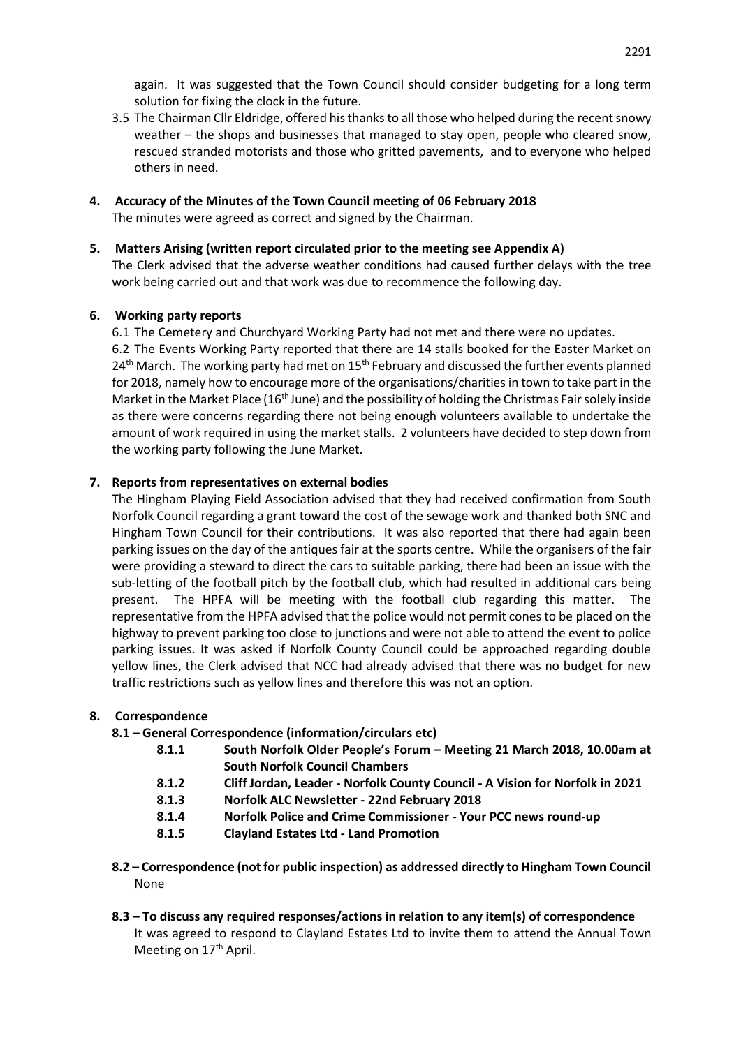again. It was suggested that the Town Council should consider budgeting for a long term solution for fixing the clock in the future.

3.5 The Chairman Cllr Eldridge, offered his thanks to all those who helped during the recent snowy weather – the shops and businesses that managed to stay open, people who cleared snow, rescued stranded motorists and those who gritted pavements, and to everyone who helped others in need.

**4. Accuracy of the Minutes of the Town Council meeting of 06 February 2018**

The minutes were agreed as correct and signed by the Chairman.

**5. Matters Arising (written report circulated prior to the meeting see Appendix A)**

The Clerk advised that the adverse weather conditions had caused further delays with the tree work being carried out and that work was due to recommence the following day.

**6. Working party reports**

6.1 The Cemetery and Churchyard Working Party had not met and there were no updates.

6.2 The Events Working Party reported that there are 14 stalls booked for the Easter Market on 24th March. The working party had met on 15th February and discussed the further events planned for 2018, namely how to encourage more of the organisations/charities in town to take part in the Market in the Market Place (16th June) and the possibility of holding the Christmas Fair solely inside as there were concerns regarding there not being enough volunteers available to undertake the amount of work required in using the market stalls. 2 volunteers have decided to step down from the working party following the June Market.

**7. Reports from representatives on external bodies**

The Hingham Playing Field Association advised that they had received confirmation from South Norfolk Council regarding a grant toward the cost of the sewage work and thanked both SNC and Hingham Town Council for their contributions. It was also reported that there had again been parking issues on the day of the antiques fair at the sports centre. While the organisers of the fair were providing a steward to direct the cars to suitable parking, there had been an issue with the sub-letting of the football pitch by the football club, which had resulted in additional cars being present. The HPFA will be meeting with the football club regarding this matter. The representative from the HPFA advised that the police would not permit cones to be placed on the highway to prevent parking too close to junctions and were not able to attend the event to police parking issues. It was asked if Norfolk County Council could be approached regarding double yellow lines, the Clerk advised that NCC had already advised that there was no budget for new traffic restrictions such as yellow lines and therefore this was not an option.

**8. Correspondence**

**8.1 – General Correspondence (information/circulars etc)**

- **8.1.1 South Norfolk Older People's Forum – Meeting 21 March 2018, 10.00am at South Norfolk Council Chambers**
- **8.1.2 Cliff Jordan, Leader - Norfolk County Council - A Vision for Norfolk in 2021**
- **8.1.3 Norfolk ALC Newsletter - 22nd February 2018**
- **8.1.4 Norfolk Police and Crime Commissioner - Your PCC news round-up**
- **8.1.5 Clayland Estates Ltd - Land Promotion**

**8.2 – Correspondence (not for public inspection) as addressed directly to Hingham Town Council**

None

**8.3 – To discuss any required responses/actions in relation to any item(s) of correspondence**

It was agreed to respond to Clayland Estates Ltd to invite them to attend the Annual Town Meeting on 17th April.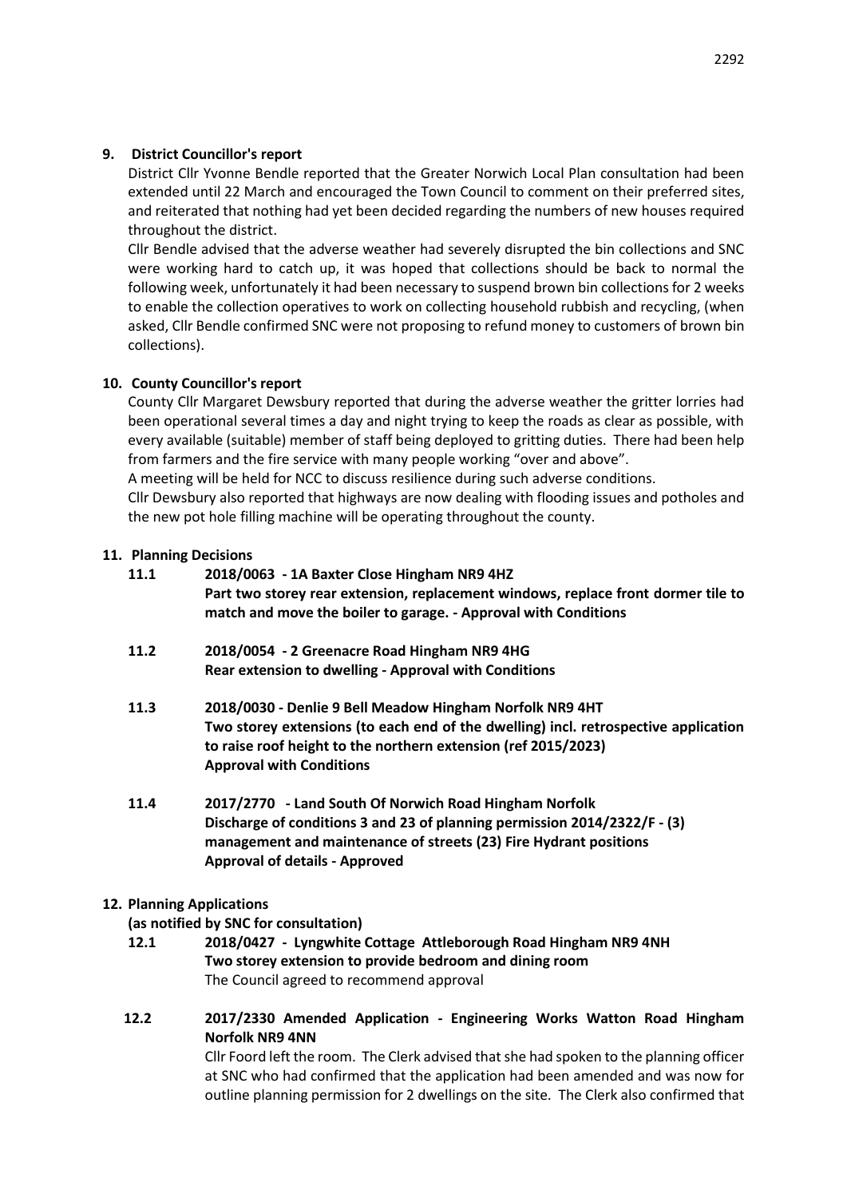## 9. District Councillor's report

District Cllr Yvonne Bendle reported that the Greater Norwich Local Plan consultation had been extended until 22 March and encouraged the Town Council to comment on their preferred sites, and reiterated that nothing had yet been decided regarding the numbers of new houses required throughout the district.

Cllr Bendle advised that the adverse weather had severely disrupted the bin collections and SNC were working hard to catch up, it was hoped that collections should be back to normal the following week, unfortunately it had been necessary to suspend brown bin collections for 2 weeks to enable the collection operatives to work on collecting household rubbish and recycling, (when asked, Cllr Bendle confirmed SNC were not proposing to refund money to customers of brown bin collections).

## 10. County Councillor's report

County Cllr Margaret Dewsbury reported that during the adverse weather the gritter lorries had been operational several times a day and night trying to keep the roads as clear as possible, with every available (suitable) member of staff being deployed to gritting duties. There had been help from farmers and the fire service with many people working "over and above".

A meeting will be held for NCC to discuss resilience during such adverse conditions.

Cllr Dewsbury also reported that highways are now dealing with flooding issues and potholes and the new pot hole filling machine will be operating throughout the county.

## 11. Planning Decisions

**11.1 2018/0063 - 1A Baxter Close Hingham NR9 4HZ**
**Part two storey rear extension, replacement windows, replace front dormer tile to match and move the boiler to garage. - Approval with Conditions**

**11.2 2018/0054 - 2 Greenacre Road Hingham NR9 4HG**
**Rear extension to dwelling - Approval with Conditions**

**11.3 2018/0030 - Denlie 9 Bell Meadow Hingham Norfolk NR9 4HT**
**Two storey extensions (to each end of the dwelling) incl. retrospective application to raise roof height to the northern extension (ref 2015/2023)**
**Approval with Conditions**

**11.4 2017/2770 - Land South Of Norwich Road Hingham Norfolk**
**Discharge of conditions 3 and 23 of planning permission 2014/2322/F - (3) management and maintenance of streets (23) Fire Hydrant positions**
**Approval of details - Approved**

## 12. Planning Applications

**(as notified by SNC for consultation)**

**12.1 2018/0427 - Lyngwhite Cottage Attleborough Road Hingham NR9 4NH**
**Two storey extension to provide bedroom and dining room**
The Council agreed to recommend approval

**12.2 2017/2330 Amended Application - Engineering Works Watton Road Hingham Norfolk NR9 4NN**
Cllr Foord left the room. The Clerk advised that she had spoken to the planning officer at SNC who had confirmed that the application had been amended and was now for outline planning permission for 2 dwellings on the site. The Clerk also confirmed that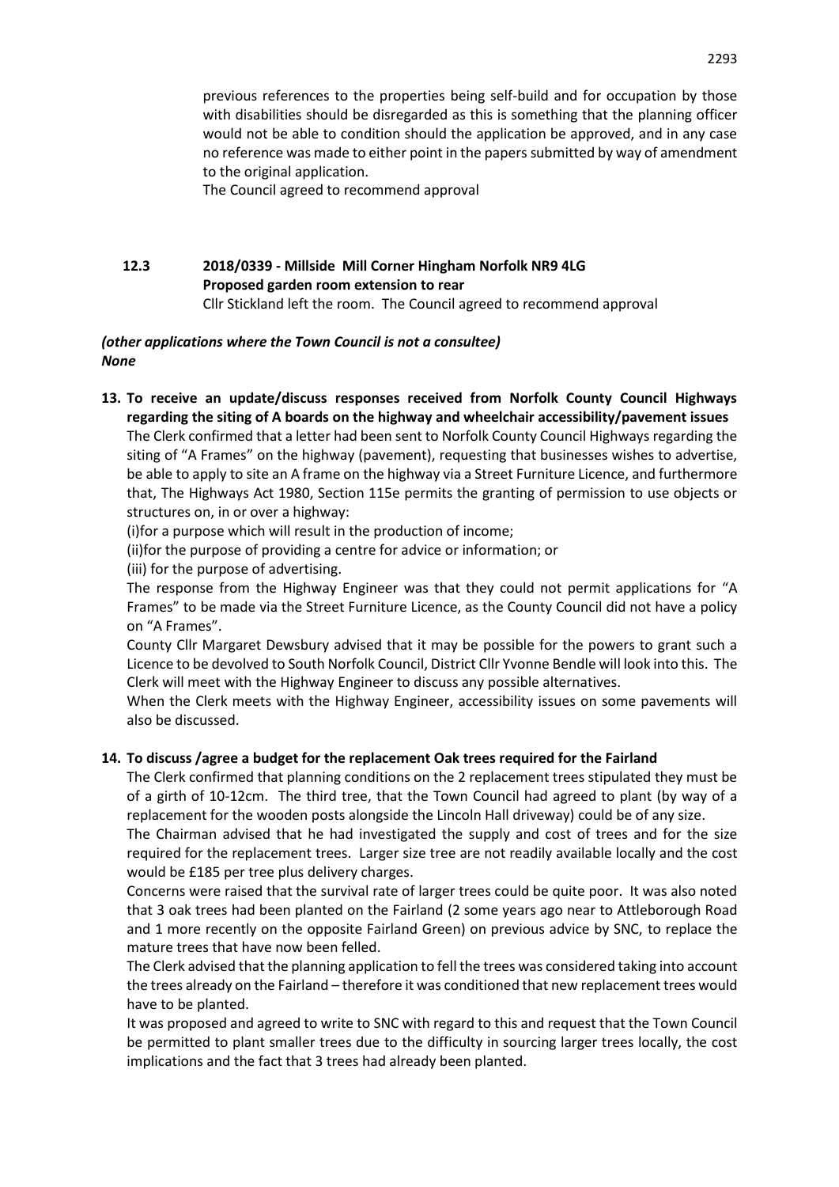previous references to the properties being self-build and for occupation by those with disabilities should be disregarded as this is something that the planning officer would not be able to condition should the application be approved, and in any case no reference was made to either point in the papers submitted by way of amendment to the original application.

The Council agreed to recommend approval

**12.3 2018/0339 - Millside Mill Corner Hingham Norfolk NR9 4LG**
**Proposed garden room extension to rear**

Cllr Stickland left the room. The Council agreed to recommend approval

***(other applications where the Town Council is not a consultee)***
***None***

**13. To receive an update/discuss responses received from Norfolk County Council Highways regarding the siting of A boards on the highway and wheelchair accessibility/pavement issues**

The Clerk confirmed that a letter had been sent to Norfolk County Council Highways regarding the siting of "A Frames" on the highway (pavement), requesting that businesses wishes to advertise, be able to apply to site an A frame on the highway via a Street Furniture Licence, and furthermore that, The Highways Act 1980, Section 115e permits the granting of permission to use objects or structures on, in or over a highway:

(i)for a purpose which will result in the production of income;

(ii)for the purpose of providing a centre for advice or information; or

(iii) for the purpose of advertising.

The response from the Highway Engineer was that they could not permit applications for "A Frames" to be made via the Street Furniture Licence, as the County Council did not have a policy on "A Frames".

County Cllr Margaret Dewsbury advised that it may be possible for the powers to grant such a Licence to be devolved to South Norfolk Council, District Cllr Yvonne Bendle will look into this. The Clerk will meet with the Highway Engineer to discuss any possible alternatives.

When the Clerk meets with the Highway Engineer, accessibility issues on some pavements will also be discussed.

**14. To discuss /agree a budget for the replacement Oak trees required for the Fairland**

The Clerk confirmed that planning conditions on the 2 replacement trees stipulated they must be of a girth of 10-12cm. The third tree, that the Town Council had agreed to plant (by way of a replacement for the wooden posts alongside the Lincoln Hall driveway) could be of any size.

The Chairman advised that he had investigated the supply and cost of trees and for the size required for the replacement trees. Larger size tree are not readily available locally and the cost would be £185 per tree plus delivery charges.

Concerns were raised that the survival rate of larger trees could be quite poor. It was also noted that 3 oak trees had been planted on the Fairland (2 some years ago near to Attleborough Road and 1 more recently on the opposite Fairland Green) on previous advice by SNC, to replace the mature trees that have now been felled.

The Clerk advised that the planning application to fell the trees was considered taking into account the trees already on the Fairland – therefore it was conditioned that new replacement trees would have to be planted.

It was proposed and agreed to write to SNC with regard to this and request that the Town Council be permitted to plant smaller trees due to the difficulty in sourcing larger trees locally, the cost implications and the fact that 3 trees had already been planted.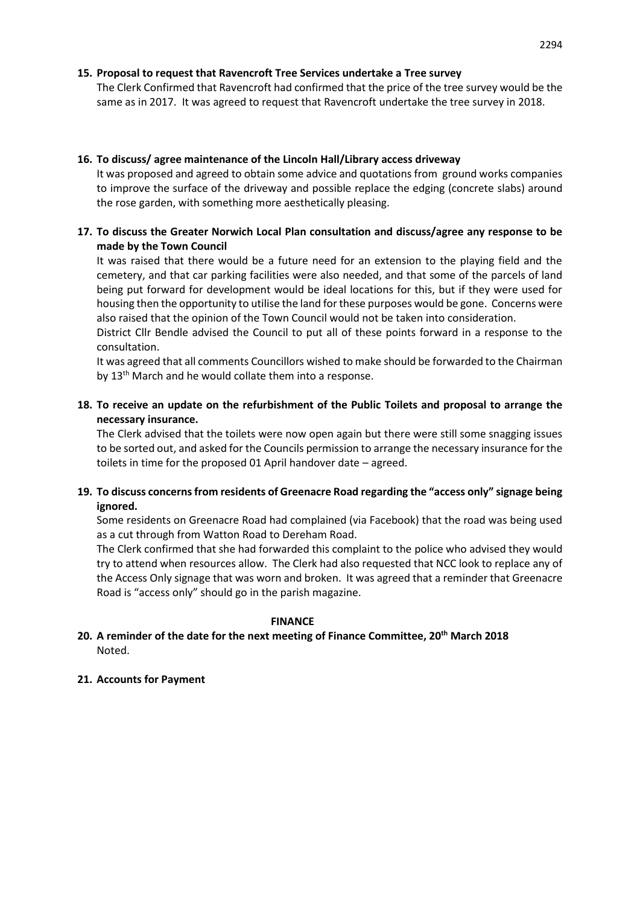**15. Proposal to request that Ravencroft Tree Services undertake a Tree survey**

The Clerk Confirmed that Ravencroft had confirmed that the price of the tree survey would be the same as in 2017. It was agreed to request that Ravencroft undertake the tree survey in 2018.

**16. To discuss/ agree maintenance of the Lincoln Hall/Library access driveway**

It was proposed and agreed to obtain some advice and quotations from ground works companies to improve the surface of the driveway and possible replace the edging (concrete slabs) around the rose garden, with something more aesthetically pleasing.

**17. To discuss the Greater Norwich Local Plan consultation and discuss/agree any response to be made by the Town Council**

It was raised that there would be a future need for an extension to the playing field and the cemetery, and that car parking facilities were also needed, and that some of the parcels of land being put forward for development would be ideal locations for this, but if they were used for housing then the opportunity to utilise the land for these purposes would be gone. Concerns were also raised that the opinion of the Town Council would not be taken into consideration.

District Cllr Bendle advised the Council to put all of these points forward in a response to the consultation.

It was agreed that all comments Councillors wished to make should be forwarded to the Chairman by 13th March and he would collate them into a response.

**18. To receive an update on the refurbishment of the Public Toilets and proposal to arrange the necessary insurance.**

The Clerk advised that the toilets were now open again but there were still some snagging issues to be sorted out, and asked for the Councils permission to arrange the necessary insurance for the toilets in time for the proposed 01 April handover date – agreed.

**19. To discuss concerns from residents of Greenacre Road regarding the "access only" signage being ignored.**

Some residents on Greenacre Road had complained (via Facebook) that the road was being used as a cut through from Watton Road to Dereham Road.

The Clerk confirmed that she had forwarded this complaint to the police who advised they would try to attend when resources allow. The Clerk had also requested that NCC look to replace any of the Access Only signage that was worn and broken. It was agreed that a reminder that Greenacre Road is "access only" should go in the parish magazine.

**FINANCE**

**20. A reminder of the date for the next meeting of Finance Committee, 20th March 2018**

Noted.

**21. Accounts for Payment**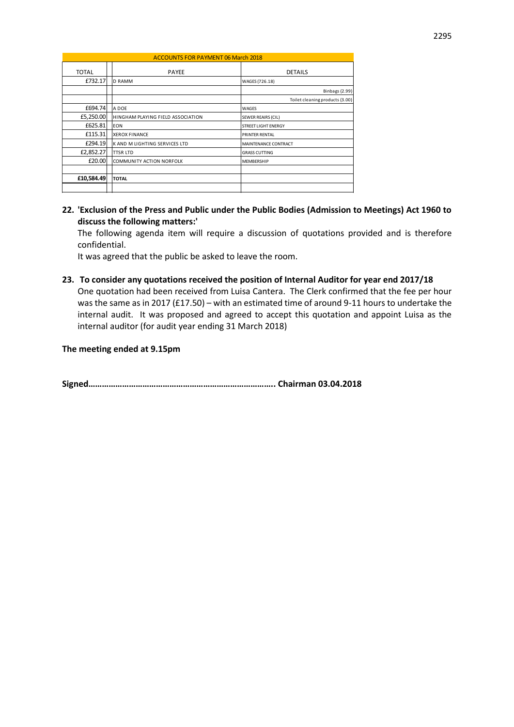| TOTAL | PAYEE | DETAILS |
|---|---|---|
| ACCOUNTS FOR PAYMENT 06 March 2018 | | |
| £732.17 | D RAMM | WAGES (726.18) |
| | | Binbags (2.99) |
| | | Toilet cleaning products (3.00) |
| £694.74 | A DOE | WAGES |
| £5,250.00 | HINGHAM PLAYING FIELD ASSOCIATION | SEWER REAIRS (CIL) |
| £625.81 | EON | STREET LIGHT ENERGY |
| £115.31 | XEROX FINANCE | PRINTER RENTAL |
| £294.19 | K AND M LIGHTING SERVICES LTD | MAINTENANCE CONTRACT |
| £2,852.27 | TTSR LTD | GRASS CUTTING |
| £20.00 | COMMUNITY ACTION NORFOLK | MEMBERSHIP |
| | | |
| **£10,584.49** | **TOTAL** | |

**22. 'Exclusion of the Press and Public under the Public Bodies (Admission to Meetings) Act 1960 to discuss the following matters:'**

The following agenda item will require a discussion of quotations provided and is therefore confidential.

It was agreed that the public be asked to leave the room.

**23. To consider any quotations received the position of Internal Auditor for year end 2017/18**

One quotation had been received from Luisa Cantera. The Clerk confirmed that the fee per hour was the same as in 2017 (£17.50) – with an estimated time of around 9-11 hours to undertake the internal audit. It was proposed and agreed to accept this quotation and appoint Luisa as the internal auditor (for audit year ending 31 March 2018)

**The meeting ended at 9.15pm**

**Signed………………………………………………………………………. Chairman 03.04.2018**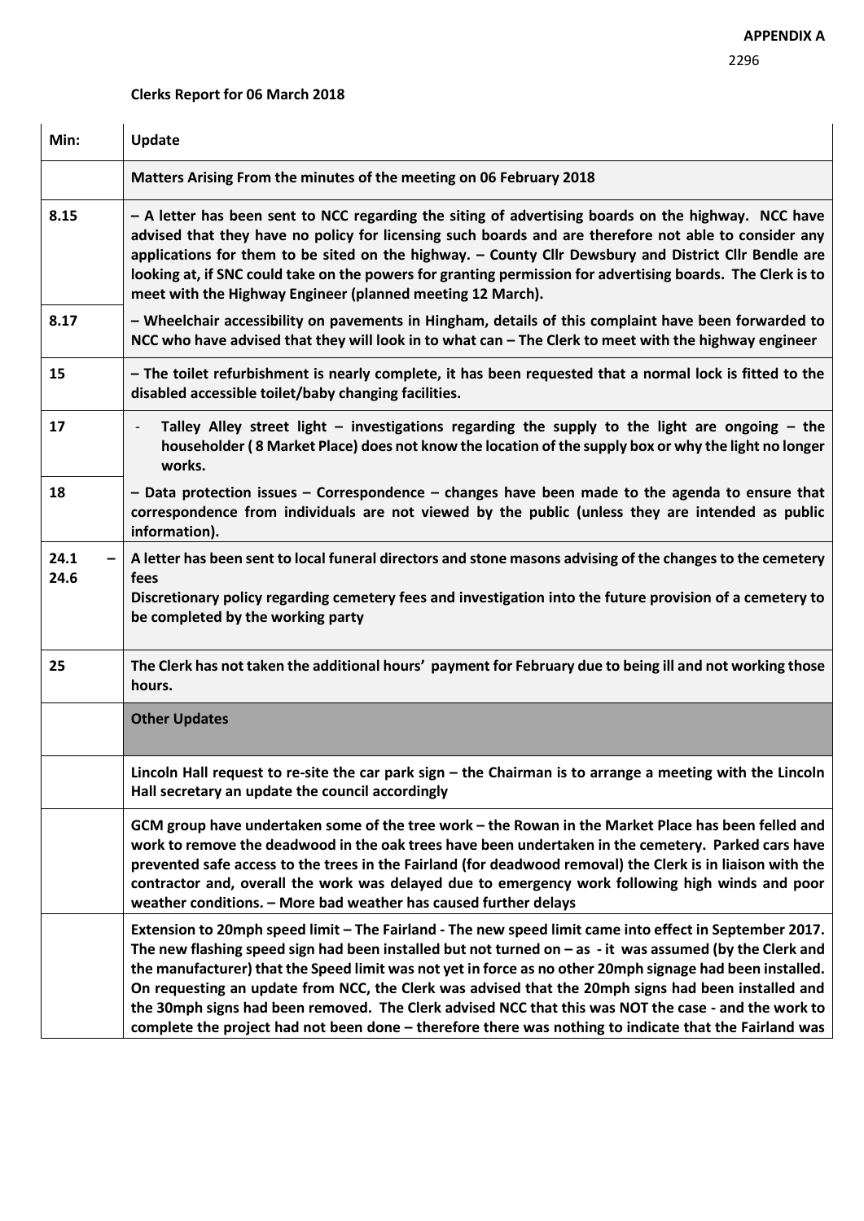**APPENDIX A**

2296

**Clerks Report for 06 March 2018**

| Min: | Update |
|---|---|
| | **Matters Arising From the minutes of the meeting on 06 February 2018** |
| 8.15 | **– A letter has been sent to NCC regarding the siting of advertising boards on the highway. NCC have advised that they have no policy for licensing such boards and are therefore not able to consider any applications for them to be sited on the highway. – County Cllr Dewsbury and District Cllr Bendle are looking at, if SNC could take on the powers for granting permission for advertising boards. The Clerk is to meet with the Highway Engineer (planned meeting 12 March).** |
| 8.17 | **– Wheelchair accessibility on pavements in Hingham, details of this complaint have been forwarded to NCC who have advised that they will look in to what can – The Clerk to meet with the highway engineer** |
| 15 | **– The toilet refurbishment is nearly complete, it has been requested that a normal lock is fitted to the disabled accessible toilet/baby changing facilities.** |
| 17 | - **Talley Alley street light – investigations regarding the supply to the light are ongoing – the householder ( 8 Market Place) does not know the location of the supply box or why the light no longer works.** |
| 18 | **– Data protection issues – Correspondence – changes have been made to the agenda to ensure that correspondence from individuals are not viewed by the public (unless they are intended as public information).** |
| 24.1 – 24.6 | **A letter has been sent to local funeral directors and stone masons advising of the changes to the cemetery fees**<br>**Discretionary policy regarding cemetery fees and investigation into the future provision of a cemetery to be completed by the working party** |
| 25 | **The Clerk has not taken the additional hours' payment for February due to being ill and not working those hours.** |
| | **Other Updates** |
| | **Lincoln Hall request to re-site the car park sign – the Chairman is to arrange a meeting with the Lincoln Hall secretary an update the council accordingly** |
| | **GCM group have undertaken some of the tree work – the Rowan in the Market Place has been felled and work to remove the deadwood in the oak trees have been undertaken in the cemetery. Parked cars have prevented safe access to the trees in the Fairland (for deadwood removal) the Clerk is in liaison with the contractor and, overall the work was delayed due to emergency work following high winds and poor weather conditions. – More bad weather has caused further delays** |
| | **Extension to 20mph speed limit – The Fairland - The new speed limit came into effect in September 2017. The new flashing speed sign had been installed but not turned on – as - it was assumed (by the Clerk and the manufacturer) that the Speed limit was not yet in force as no other 20mph signage had been installed. On requesting an update from NCC, the Clerk was advised that the 20mph signs had been installed and the 30mph signs had been removed. The Clerk advised NCC that this was NOT the case - and the work to complete the project had not been done – therefore there was nothing to indicate that the Fairland was** |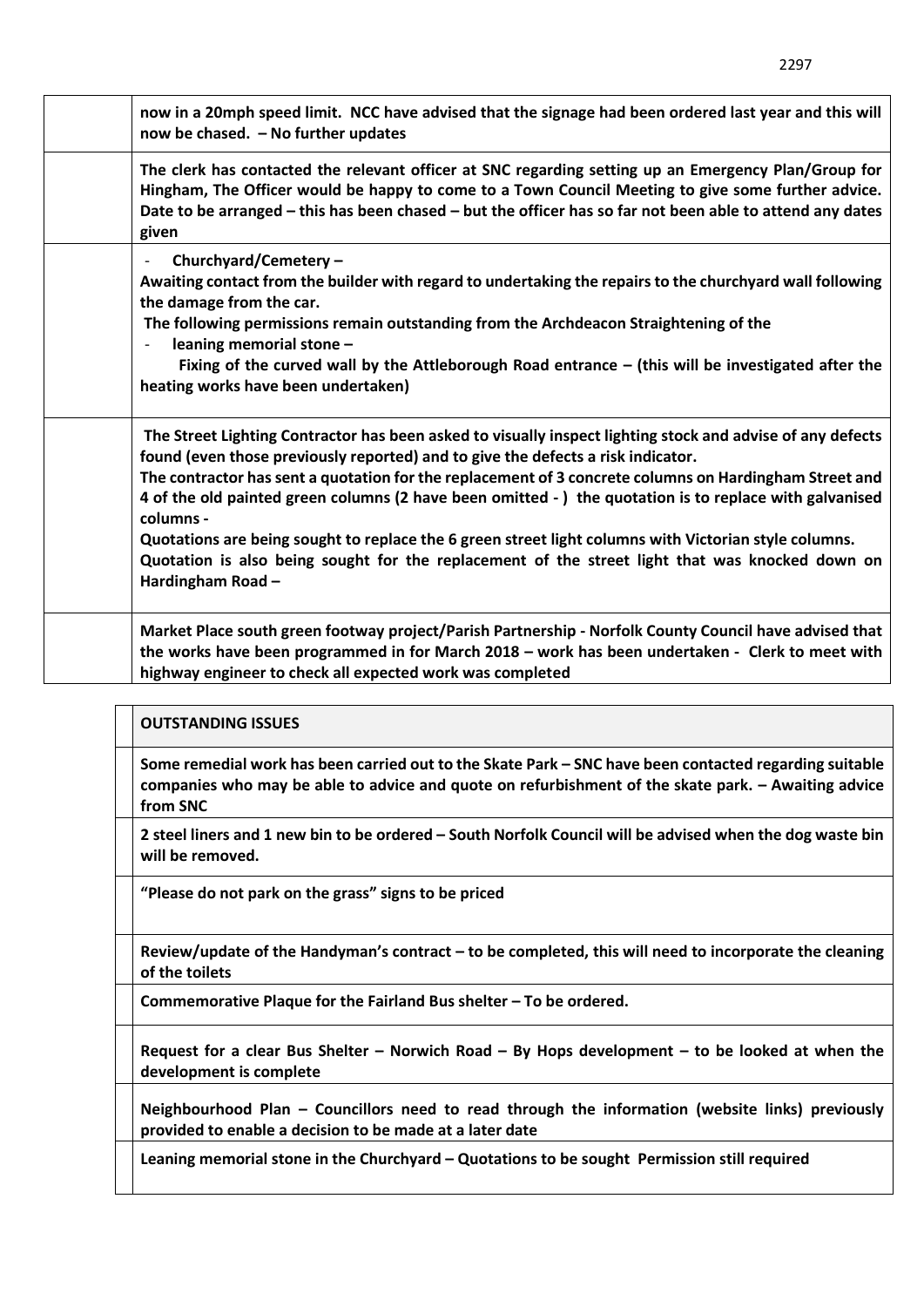| | |
|---|---|
| | **now in a 20mph speed limit. NCC have advised that the signage had been ordered last year and this will now be chased. – No further updates** |
| | **The clerk has contacted the relevant officer at SNC regarding setting up an Emergency Plan/Group for Hingham, The Officer would be happy to come to a Town Council Meeting to give some further advice. Date to be arranged – this has been chased – but the officer has so far not been able to attend any dates given** |
| | - **Churchyard/Cemetery –**<br>**Awaiting contact from the builder with regard to undertaking the repairs to the churchyard wall following the damage from the car.**<br>**The following permissions remain outstanding from the Archdeacon Straightening of the**<br>- **leaning memorial stone –**<br>**Fixing of the curved wall by the Attleborough Road entrance – (this will be investigated after the heating works have been undertaken)** |
| | **The Street Lighting Contractor has been asked to visually inspect lighting stock and advise of any defects found (even those previously reported) and to give the defects a risk indicator.**<br>**The contractor has sent a quotation for the replacement of 3 concrete columns on Hardingham Street and 4 of the old painted green columns (2 have been omitted - ) the quotation is to replace with galvanised columns -**<br>**Quotations are being sought to replace the 6 green street light columns with Victorian style columns.**<br>**Quotation is also being sought for the replacement of the street light that was knocked down on Hardingham Road –** |
| | **Market Place south green footway project/Parish Partnership - Norfolk County Council have advised that the works have been programmed in for March 2018 – work has been undertaken - Clerk to meet with highway engineer to check all expected work was completed** |

| | **OUTSTANDING ISSUES** |
|---|---|
| | **Some remedial work has been carried out to the Skate Park – SNC have been contacted regarding suitable companies who may be able to advice and quote on refurbishment of the skate park. – Awaiting advice from SNC** |
| | **2 steel liners and 1 new bin to be ordered – South Norfolk Council will be advised when the dog waste bin will be removed.** |
| | **"Please do not park on the grass" signs to be priced** |
| | **Review/update of the Handyman's contract – to be completed, this will need to incorporate the cleaning of the toilets** |
| | **Commemorative Plaque for the Fairland Bus shelter – To be ordered.** |
| | **Request for a clear Bus Shelter – Norwich Road – By Hops development – to be looked at when the development is complete** |
| | **Neighbourhood Plan – Councillors need to read through the information (website links) previously provided to enable a decision to be made at a later date** |
| | **Leaning memorial stone in the Churchyard – Quotations to be sought Permission still required** |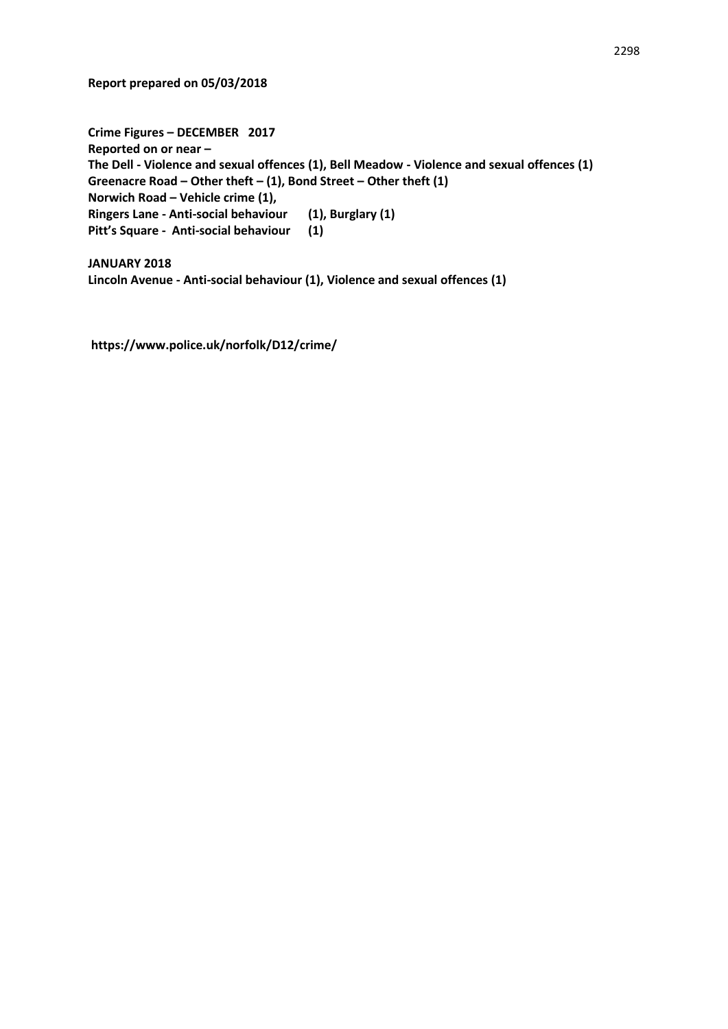**Report prepared on 05/03/2018**

**Crime Figures – DECEMBER 2017**
**Reported on or near –**
**The Dell - Violence and sexual offences (1), Bell Meadow - Violence and sexual offences (1)**
**Greenacre Road – Other theft – (1), Bond Street – Other theft (1)**
**Norwich Road – Vehicle crime (1),**
**Ringers Lane - Anti-social behaviour (1), Burglary (1)**
**Pitt's Square - Anti-social behaviour (1)**

**JANUARY 2018**
**Lincoln Avenue - Anti-social behaviour (1), Violence and sexual offences (1)**

**https://www.police.uk/norfolk/D12/crime/**